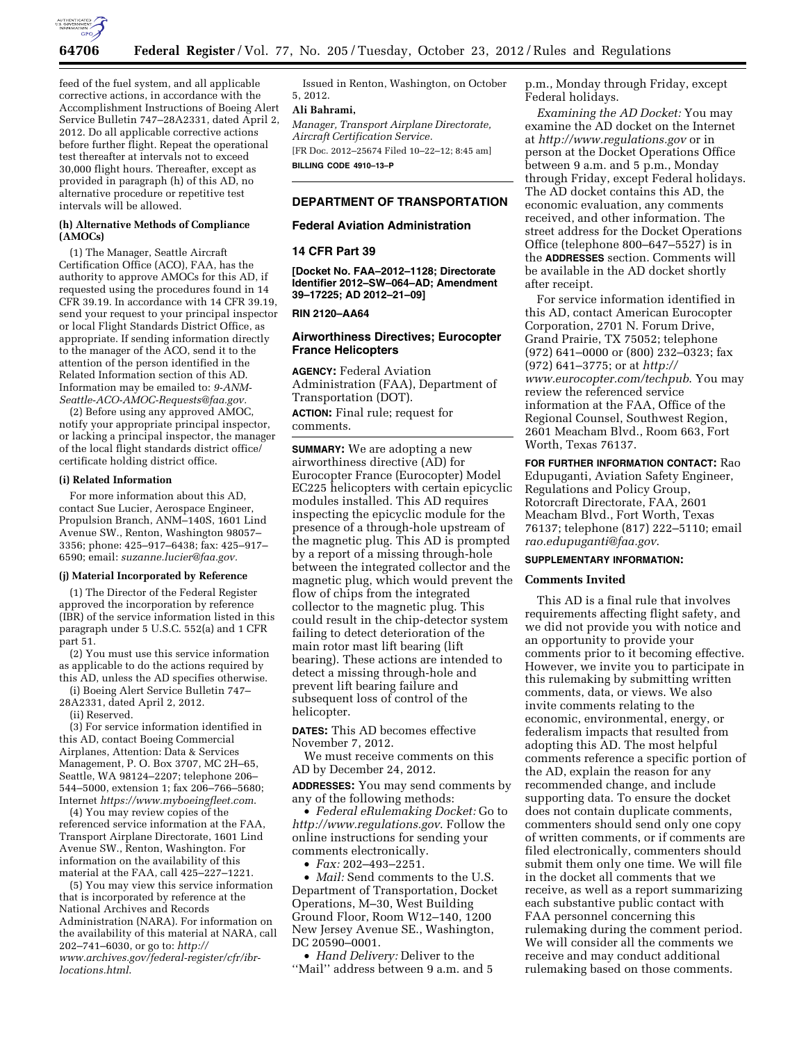feed of the fuel system, and all applicable corrective actions, in accordance with the Accomplishment Instructions of Boeing Alert Service Bulletin 747–28A2331, dated April 2, 2012. Do all applicable corrective actions before further flight. Repeat the operational test thereafter at intervals not to exceed 30,000 flight hours. Thereafter, except as provided in paragraph (h) of this AD, no alternative procedure or repetitive test intervals will be allowed.

**(h) Alternative Methods of Compliance (AMOCs)**

(1) The Manager, Seattle Aircraft Certification Office (ACO), FAA, has the authority to approve AMOCs for this AD, if requested using the procedures found in 14 CFR 39.19. In accordance with 14 CFR 39.19, send your request to your principal inspector or local Flight Standards District Office, as appropriate. If sending information directly to the manager of the ACO, send it to the attention of the person identified in the Related Information section of this AD. Information may be emailed to: *9-ANM-Seattle-ACO-AMOC-Requests@faa.gov.*

(2) Before using any approved AMOC, notify your appropriate principal inspector, or lacking a principal inspector, the manager of the local flight standards district office/certificate holding district office.

**(i) Related Information**

For more information about this AD, contact Sue Lucier, Aerospace Engineer, Propulsion Branch, ANM–140S, 1601 Lind Avenue SW., Renton, Washington 98057–3356; phone: 425–917–6438; fax: 425–917–6590; email: *suzanne.lucier@faa.gov.*

**(j) Material Incorporated by Reference**

(1) The Director of the Federal Register approved the incorporation by reference (IBR) of the service information listed in this paragraph under 5 U.S.C. 552(a) and 1 CFR part 51.

(2) You must use this service information as applicable to do the actions required by this AD, unless the AD specifies otherwise.

(i) Boeing Alert Service Bulletin 747–28A2331, dated April 2, 2012.

(ii) Reserved.

(3) For service information identified in this AD, contact Boeing Commercial Airplanes, Attention: Data & Services Management, P. O. Box 3707, MC 2H–65, Seattle, WA 98124–2207; telephone 206–544–5000, extension 1; fax 206–766–5680; Internet *https://www.myboeingfleet.com*.

(4) You may review copies of the referenced service information at the FAA, Transport Airplane Directorate, 1601 Lind Avenue SW., Renton, Washington. For information on the availability of this material at the FAA, call 425–227–1221.

(5) You may view this service information that is incorporated by reference at the National Archives and Records Administration (NARA). For information on the availability of this material at NARA, call 202–741–6030, or go to: *http://www.archives.gov/federal-register/cfr/ibr-locations.html.*

Issued in Renton, Washington, on October 5, 2012.

**Ali Bahrami,**

*Manager, Transport Airplane Directorate, Aircraft Certification Service.*

[FR Doc. 2012–25674 Filed 10–22–12; 8:45 am]

**BILLING CODE 4910–13–P**

---

## DEPARTMENT OF TRANSPORTATION

### Federal Aviation Administration

### 14 CFR Part 39

**[Docket No. FAA–2012–1128; Directorate Identifier 2012–SW–064–AD; Amendment 39–17225; AD 2012–21–09]**

**RIN 2120–AA64**

### Airworthiness Directives; Eurocopter France Helicopters

**AGENCY:** Federal Aviation Administration (FAA), Department of Transportation (DOT).

**ACTION:** Final rule; request for comments.

**SUMMARY:** We are adopting a new airworthiness directive (AD) for Eurocopter France (Eurocopter) Model EC225 helicopters with certain epicyclic modules installed. This AD requires inspecting the epicyclic module for the presence of a through-hole upstream of the magnetic plug. This AD is prompted by a report of a missing through-hole between the integrated collector and the magnetic plug, which would prevent the flow of chips from the integrated collector to the magnetic plug. This could result in the chip-detector system failing to detect deterioration of the main rotor mast lift bearing (lift bearing). These actions are intended to detect a missing through-hole and prevent lift bearing failure and subsequent loss of control of the helicopter.

**DATES:** This AD becomes effective November 7, 2012.

We must receive comments on this AD by December 24, 2012.

**ADDRESSES:** You may send comments by any of the following methods:

- *Federal eRulemaking Docket:* Go to *http://www.regulations.gov*. Follow the online instructions for sending your comments electronically.
- *Fax:* 202–493–2251.
- *Mail:* Send comments to the U.S. Department of Transportation, Docket Operations, M–30, West Building Ground Floor, Room W12–140, 1200 New Jersey Avenue SE., Washington, DC 20590–0001.
- *Hand Delivery:* Deliver to the ''Mail'' address between 9 a.m. and 5 p.m., Monday through Friday, except Federal holidays.

*Examining the AD Docket:* You may examine the AD docket on the Internet at *http://www.regulations.gov* or in person at the Docket Operations Office between 9 a.m. and 5 p.m., Monday through Friday, except Federal holidays. The AD docket contains this AD, the economic evaluation, any comments received, and other information. The street address for the Docket Operations Office (telephone 800–647–5527) is in the **ADDRESSES** section. Comments will be available in the AD docket shortly after receipt.

For service information identified in this AD, contact American Eurocopter Corporation, 2701 N. Forum Drive, Grand Prairie, TX 75052; telephone (972) 641–0000 or (800) 232–0323; fax (972) 641–3775; or at *http://www.eurocopter.com/techpub*. You may review the referenced service information at the FAA, Office of the Regional Counsel, Southwest Region, 2601 Meacham Blvd., Room 663, Fort Worth, Texas 76137.

**FOR FURTHER INFORMATION CONTACT:** Rao Edupuganti, Aviation Safety Engineer, Regulations and Policy Group, Rotorcraft Directorate, FAA, 2601 Meacham Blvd., Fort Worth, Texas 76137; telephone (817) 222–5110; email *rao.edupuganti@faa.gov*.

**SUPPLEMENTARY INFORMATION:**

**Comments Invited**

This AD is a final rule that involves requirements affecting flight safety, and we did not provide you with notice and an opportunity to provide your comments prior to it becoming effective. However, we invite you to participate in this rulemaking by submitting written comments, data, or views. We also invite comments relating to the economic, environmental, energy, or federalism impacts that resulted from adopting this AD. The most helpful comments reference a specific portion of the AD, explain the reason for any recommended change, and include supporting data. To ensure the docket does not contain duplicate comments, commenters should send only one copy of written comments, or if comments are filed electronically, commenters should submit them only one time. We will file in the docket all comments that we receive, as well as a report summarizing each substantive public contact with FAA personnel concerning this rulemaking during the comment period. We will consider all the comments we receive and may conduct additional rulemaking based on those comments.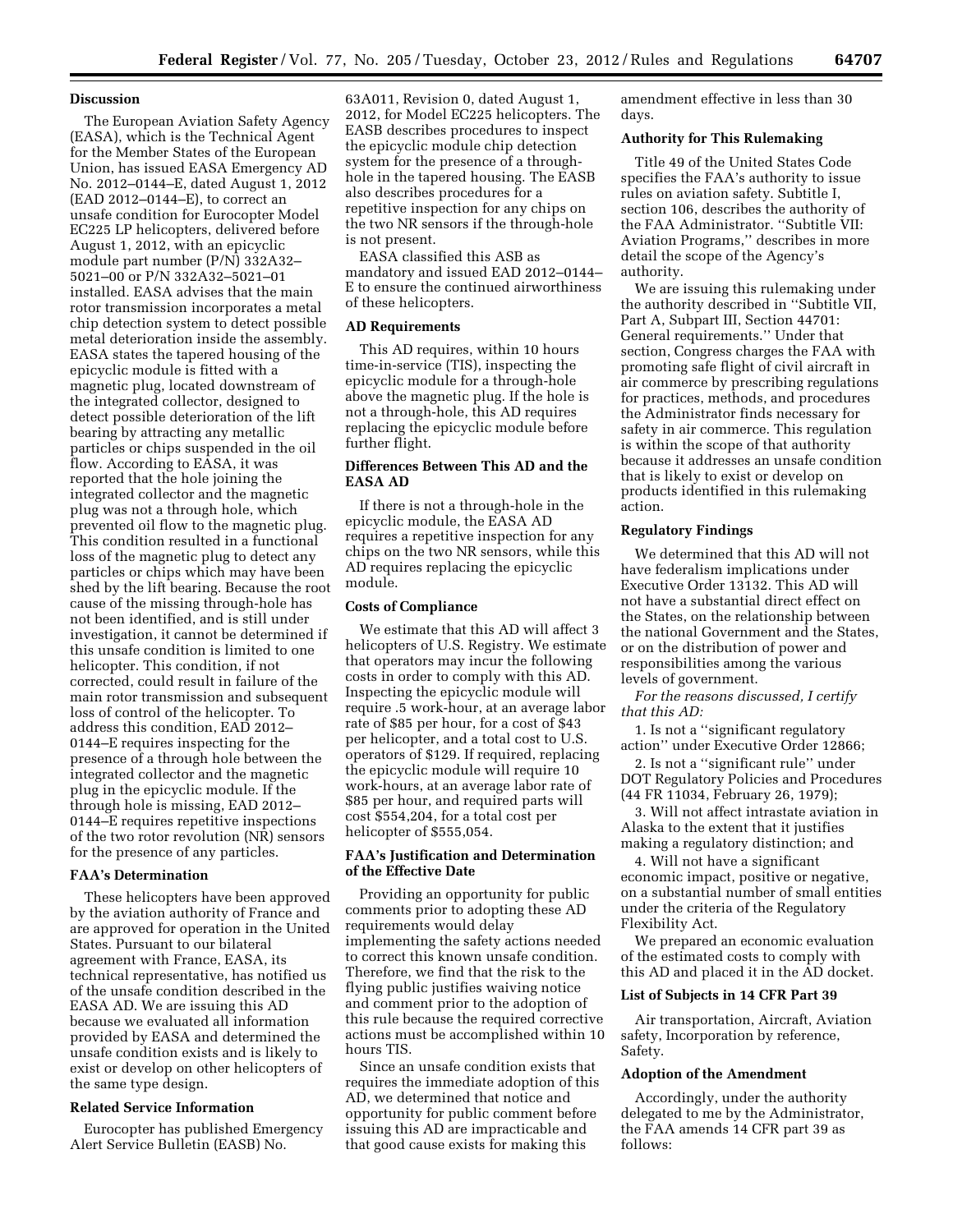## Discussion

The European Aviation Safety Agency (EASA), which is the Technical Agent for the Member States of the European Union, has issued EASA Emergency AD No. 2012–0144–E, dated August 1, 2012 (EAD 2012–0144–E), to correct an unsafe condition for Eurocopter Model EC225 LP helicopters, delivered before August 1, 2012, with an epicyclic module part number (P/N) 332A32–5021–00 or P/N 332A32–5021–01 installed. EASA advises that the main rotor transmission incorporates a metal chip detection system to detect possible metal deterioration inside the assembly. EASA states the tapered housing of the epicyclic module is fitted with a magnetic plug, located downstream of the integrated collector, designed to detect possible deterioration of the lift bearing by attracting any metallic particles or chips suspended in the oil flow. According to EASA, it was reported that the hole joining the integrated collector and the magnetic plug was not a through hole, which prevented oil flow to the magnetic plug. This condition resulted in a functional loss of the magnetic plug to detect any particles or chips which may have been shed by the lift bearing. Because the root cause of the missing through-hole has not been identified, and is still under investigation, it cannot be determined if this unsafe condition is limited to one helicopter. This condition, if not corrected, could result in failure of the main rotor transmission and subsequent loss of control of the helicopter. To address this condition, EAD 2012–0144–E requires inspecting for the presence of a through hole between the integrated collector and the magnetic plug in the epicyclic module. If the through hole is missing, EAD 2012–0144–E requires repetitive inspections of the two rotor revolution (NR) sensors for the presence of any particles.

## FAA's Determination

These helicopters have been approved by the aviation authority of France and are approved for operation in the United States. Pursuant to our bilateral agreement with France, EASA, its technical representative, has notified us of the unsafe condition described in the EASA AD. We are issuing this AD because we evaluated all information provided by EASA and determined the unsafe condition exists and is likely to exist or develop on other helicopters of the same type design.

## Related Service Information

Eurocopter has published Emergency Alert Service Bulletin (EASB) No. 63A011, Revision 0, dated August 1, 2012, for Model EC225 helicopters. The EASB describes procedures to inspect the epicyclic module chip detection system for the presence of a through-hole in the tapered housing. The EASB also describes procedures for a repetitive inspection for any chips on the two NR sensors if the through-hole is not present.

EASA classified this ASB as mandatory and issued EAD 2012–0144–E to ensure the continued airworthiness of these helicopters.

## AD Requirements

This AD requires, within 10 hours time-in-service (TIS), inspecting the epicyclic module for a through-hole above the magnetic plug. If the hole is not a through-hole, this AD requires replacing the epicyclic module before further flight.

## Differences Between This AD and the EASA AD

If there is not a through-hole in the epicyclic module, the EASA AD requires a repetitive inspection for any chips on the two NR sensors, while this AD requires replacing the epicyclic module.

## Costs of Compliance

We estimate that this AD will affect 3 helicopters of U.S. Registry. We estimate that operators may incur the following costs in order to comply with this AD. Inspecting the epicyclic module will require .5 work-hour, at an average labor rate of $85 per hour, for a cost of $43 per helicopter, and a total cost to U.S. operators of $129. If required, replacing the epicyclic module will require 10 work-hours, at an average labor rate of $85 per hour, and required parts will cost $554,204, for a total cost per helicopter of $555,054.

## FAA's Justification and Determination of the Effective Date

Providing an opportunity for public comments prior to adopting these AD requirements would delay implementing the safety actions needed to correct this known unsafe condition. Therefore, we find that the risk to the flying public justifies waiving notice and comment prior to the adoption of this rule because the required corrective actions must be accomplished within 10 hours TIS.

Since an unsafe condition exists that requires the immediate adoption of this AD, we determined that notice and opportunity for public comment before issuing this AD are impracticable and that good cause exists for making this amendment effective in less than 30 days.

## Authority for This Rulemaking

Title 49 of the United States Code specifies the FAA's authority to issue rules on aviation safety. Subtitle I, section 106, describes the authority of the FAA Administrator. "Subtitle VII: Aviation Programs," describes in more detail the scope of the Agency's authority.

We are issuing this rulemaking under the authority described in "Subtitle VII, Part A, Subpart III, Section 44701: General requirements." Under that section, Congress charges the FAA with promoting safe flight of civil aircraft in air commerce by prescribing regulations for practices, methods, and procedures the Administrator finds necessary for safety in air commerce. This regulation is within the scope of that authority because it addresses an unsafe condition that is likely to exist or develop on products identified in this rulemaking action.

## Regulatory Findings

We determined that this AD will not have federalism implications under Executive Order 13132. This AD will not have a substantial direct effect on the States, on the relationship between the national Government and the States, or on the distribution of power and responsibilities among the various levels of government.

*For the reasons discussed, I certify that this AD:*

1. Is not a "significant regulatory action" under Executive Order 12866;
2. Is not a "significant rule" under DOT Regulatory Policies and Procedures (44 FR 11034, February 26, 1979);
3. Will not affect intrastate aviation in Alaska to the extent that it justifies making a regulatory distinction; and
4. Will not have a significant economic impact, positive or negative, on a substantial number of small entities under the criteria of the Regulatory Flexibility Act.

We prepared an economic evaluation of the estimated costs to comply with this AD and placed it in the AD docket.

## List of Subjects in 14 CFR Part 39

Air transportation, Aircraft, Aviation safety, Incorporation by reference, Safety.

## Adoption of the Amendment

Accordingly, under the authority delegated to me by the Administrator, the FAA amends 14 CFR part 39 as follows: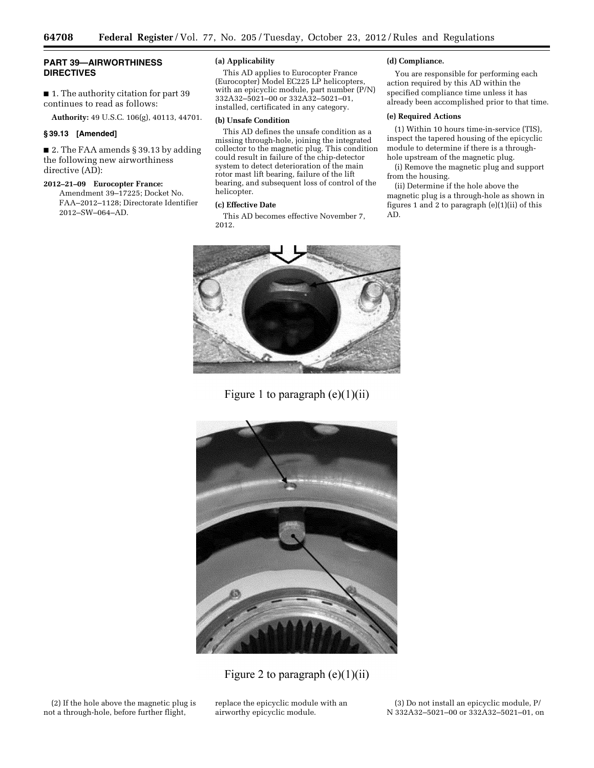## PART 39—AIRWORTHINESS DIRECTIVES

■ 1. The authority citation for part 39 continues to read as follows:

**Authority:** 49 U.S.C. 106(g), 40113, 44701.

### § 39.13 [Amended]

■ 2. The FAA amends § 39.13 by adding the following new airworthiness directive (AD):

**2012–21–09 Eurocopter France:** Amendment 39–17225; Docket No. FAA–2012–1128; Directorate Identifier 2012–SW–064–AD.

**(a) Applicability**

This AD applies to Eurocopter France (Eurocopter) Model EC225 LP helicopters, with an epicyclic module, part number (P/N) 332A32–5021–00 or 332A32–5021–01, installed, certificated in any category.

**(b) Unsafe Condition**

This AD defines the unsafe condition as a missing through-hole, joining the integrated collector to the magnetic plug. This condition could result in failure of the chip-detector system to detect deterioration of the main rotor mast lift bearing, failure of the lift bearing, and subsequent loss of control of the helicopter.

**(c) Effective Date**

This AD becomes effective November 7, 2012.

**(d) Compliance.**

You are responsible for performing each action required by this AD within the specified compliance time unless it has already been accomplished prior to that time.

**(e) Required Actions**

(1) Within 10 hours time-in-service (TIS), inspect the tapered housing of the epicyclic module to determine if there is a through-hole upstream of the magnetic plug.

(i) Remove the magnetic plug and support from the housing.

(ii) Determine if the hole above the magnetic plug is a through-hole as shown in figures 1 and 2 to paragraph (e)(1)(ii) of this AD.

Figure 1 to paragraph (e)(1)(ii)

Figure 2 to paragraph (e)(1)(ii)

(2) If the hole above the magnetic plug is not a through-hole, before further flight, replace the epicyclic module with an airworthy epicyclic module.

(3) Do not install an epicyclic module, P/N 332A32–5021–00 or 332A32–5021–01, on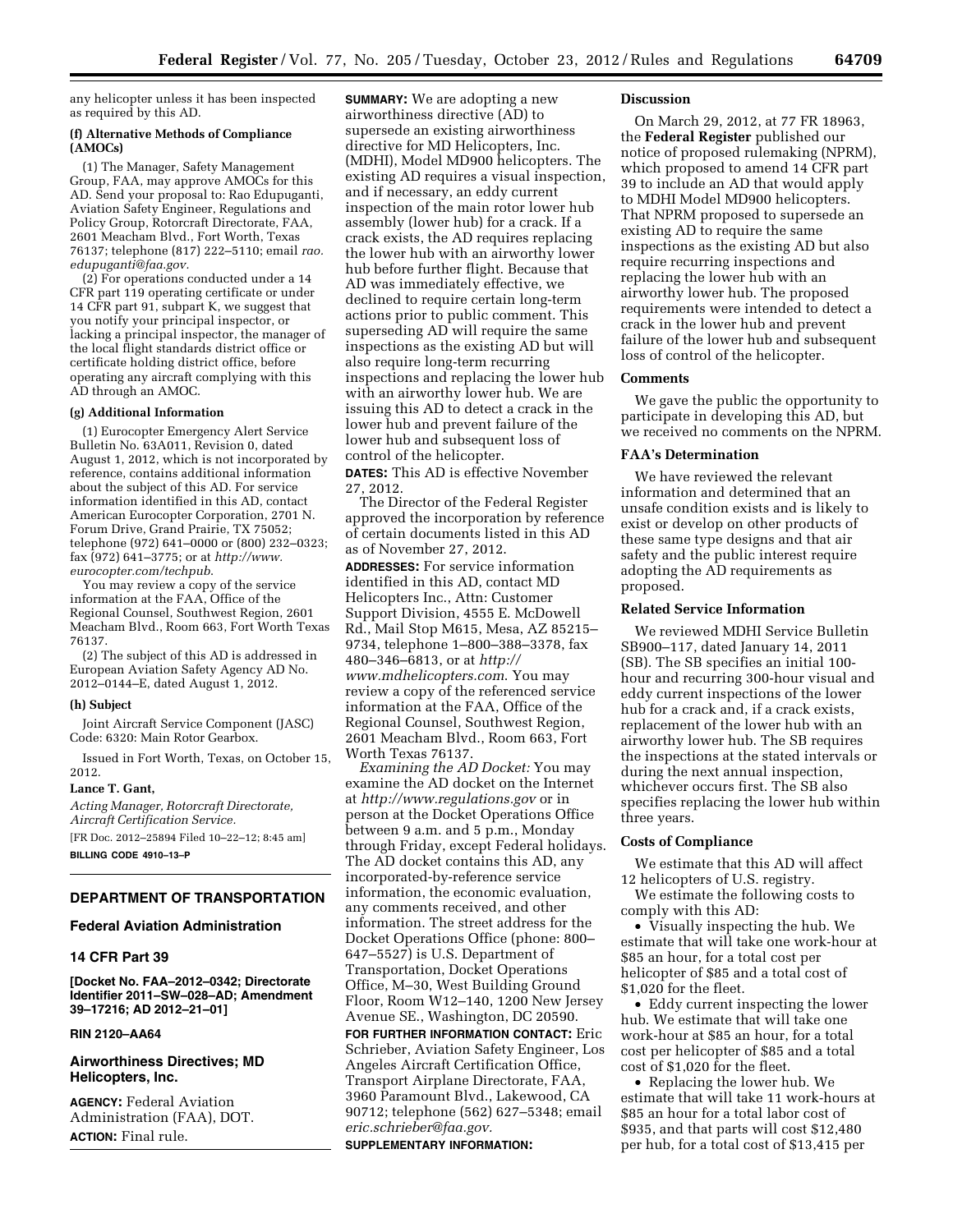any helicopter unless it has been inspected as required by this AD.

**(f) Alternative Methods of Compliance (AMOCs)**

(1) The Manager, Safety Management Group, FAA, may approve AMOCs for this AD. Send your proposal to: Rao Edupuganti, Aviation Safety Engineer, Regulations and Policy Group, Rotorcraft Directorate, FAA, 2601 Meacham Blvd., Fort Worth, Texas 76137; telephone (817) 222–5110; email *rao.edupuganti@faa.gov*.

(2) For operations conducted under a 14 CFR part 119 operating certificate or under 14 CFR part 91, subpart K, we suggest that you notify your principal inspector, or lacking a principal inspector, the manager of the local flight standards district office or certificate holding district office, before operating any aircraft complying with this AD through an AMOC.

**(g) Additional Information**

(1) Eurocopter Emergency Alert Service Bulletin No. 63A011, Revision 0, dated August 1, 2012, which is not incorporated by reference, contains additional information about the subject of this AD. For service information identified in this AD, contact American Eurocopter Corporation, 2701 N. Forum Drive, Grand Prairie, TX 75052; telephone (972) 641–0000 or (800) 232–0323; fax (972) 641–3775; or at *http://www.eurocopter.com/techpub*.

You may review a copy of the service information at the FAA, Office of the Regional Counsel, Southwest Region, 2601 Meacham Blvd., Room 663, Fort Worth Texas 76137.

(2) The subject of this AD is addressed in European Aviation Safety Agency AD No. 2012–0144–E, dated August 1, 2012.

**(h) Subject**

Joint Aircraft Service Component (JASC) Code: 6320: Main Rotor Gearbox.

Issued in Fort Worth, Texas, on October 15, 2012.

**Lance T. Gant,**

*Acting Manager, Rotorcraft Directorate, Aircraft Certification Service.*

[FR Doc. 2012–25894 Filed 10–22–12; 8:45 am]

**BILLING CODE 4910–13–P**

---

## DEPARTMENT OF TRANSPORTATION

### Federal Aviation Administration

### 14 CFR Part 39

**[Docket No. FAA–2012–0342; Directorate Identifier 2011–SW–028–AD; Amendment 39–17216; AD 2012–21–01]**

**RIN 2120–AA64**

### Airworthiness Directives; MD Helicopters, Inc.

**AGENCY:** Federal Aviation Administration (FAA), DOT.

**ACTION:** Final rule.

**SUMMARY:** We are adopting a new airworthiness directive (AD) to supersede an existing airworthiness directive for MD Helicopters, Inc. (MDHI), Model MD900 helicopters. The existing AD requires a visual inspection, and if necessary, an eddy current inspection of the main rotor lower hub assembly (lower hub) for a crack. If a crack exists, the AD requires replacing the lower hub with an airworthy lower hub before further flight. Because that AD was immediately effective, we declined to require certain long-term actions prior to public comment. This superseding AD will require the same inspections as the existing AD but will also require long-term recurring inspections and replacing the lower hub with an airworthy lower hub. We are issuing this AD to detect a crack in the lower hub and prevent failure of the lower hub and subsequent loss of control of the helicopter.

**DATES:** This AD is effective November 27, 2012.

The Director of the Federal Register approved the incorporation by reference of certain documents listed in this AD as of November 27, 2012.

**ADDRESSES:** For service information identified in this AD, contact MD Helicopters Inc., Attn: Customer Support Division, 4555 E. McDowell Rd., Mail Stop M615, Mesa, AZ 85215–9734, telephone 1–800–388–3378, fax 480–346–6813, or at *http://www.mdhelicopters.com*. You may review a copy of the referenced service information at the FAA, Office of the Regional Counsel, Southwest Region, 2601 Meacham Blvd., Room 663, Fort Worth Texas 76137.

*Examining the AD Docket:* You may examine the AD docket on the Internet at *http://www.regulations.gov* or in person at the Docket Operations Office between 9 a.m. and 5 p.m., Monday through Friday, except Federal holidays. The AD docket contains this AD, any incorporated-by-reference service information, the economic evaluation, any comments received, and other information. The street address for the Docket Operations Office (phone: 800–647–5527) is U.S. Department of Transportation, Docket Operations Office, M–30, West Building Ground Floor, Room W12–140, 1200 New Jersey Avenue SE., Washington, DC 20590.

**FOR FURTHER INFORMATION CONTACT:** Eric Schrieber, Aviation Safety Engineer, Los Angeles Aircraft Certification Office, Transport Airplane Directorate, FAA, 3960 Paramount Blvd., Lakewood, CA 90712; telephone (562) 627–5348; email *eric.schrieber@faa.gov*.

**SUPPLEMENTARY INFORMATION:**

#### Discussion

On March 29, 2012, at 77 FR 18963, the **Federal Register** published our notice of proposed rulemaking (NPRM), which proposed to amend 14 CFR part 39 to include an AD that would apply to MDHI Model MD900 helicopters. That NPRM proposed to supersede an existing AD to require the same inspections as the existing AD but also require recurring inspections and replacing the lower hub with an airworthy lower hub. The proposed requirements were intended to detect a crack in the lower hub and prevent failure of the lower hub and subsequent loss of control of the helicopter.

#### Comments

We gave the public the opportunity to participate in developing this AD, but we received no comments on the NPRM.

#### FAA's Determination

We have reviewed the relevant information and determined that an unsafe condition exists and is likely to exist or develop on other products of these same type designs and that air safety and the public interest require adopting the AD requirements as proposed.

#### Related Service Information

We reviewed MDHI Service Bulletin SB900–117, dated January 14, 2011 (SB). The SB specifies an initial 100-hour and recurring 300-hour visual and eddy current inspections of the lower hub for a crack and, if a crack exists, replacement of the lower hub with an airworthy lower hub. The SB requires the inspections at the stated intervals or during the next annual inspection, whichever occurs first. The SB also specifies replacing the lower hub within three years.

#### Costs of Compliance

We estimate that this AD will affect 12 helicopters of U.S. registry.

We estimate the following costs to comply with this AD:

- Visually inspecting the hub. We estimate that will take one work-hour at $85 an hour, for a total cost per helicopter of $85 and a total cost of $1,020 for the fleet.
- Eddy current inspecting the lower hub. We estimate that will take one work-hour at $85 an hour, for a total cost per helicopter of $85 and a total cost of $1,020 for the fleet.
- Replacing the lower hub. We estimate that will take 11 work-hours at $85 an hour for a total labor cost of $935, and that parts will cost $12,480 per hub, for a total cost of $13,415 per